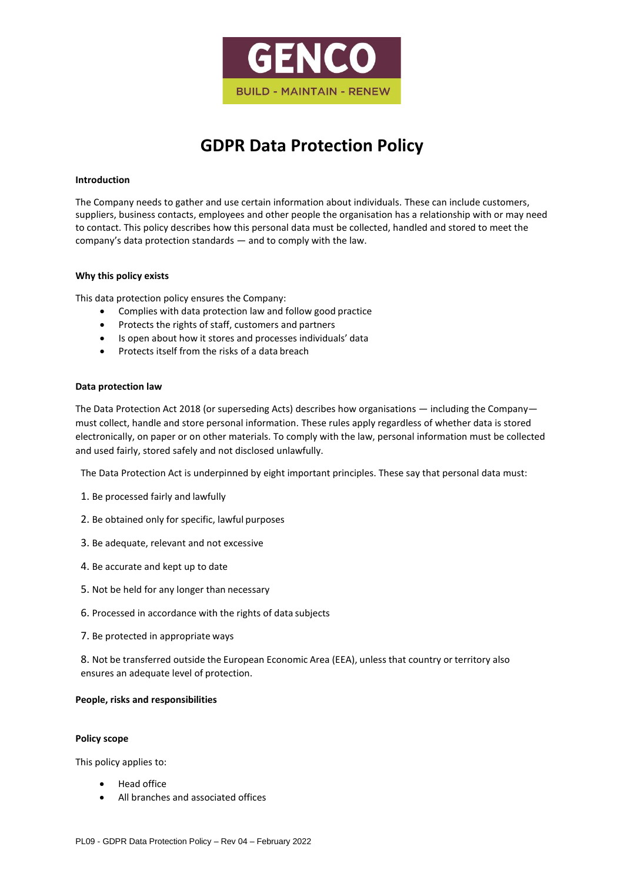GENCO

BUILD - MAINTAIN - RENEW

# GDPR Data Protection Policy

**Introduction**

The Company needs to gather and use certain information about individuals. These can include customers, suppliers, business contacts, employees and other people the organisation has a relationship with or may need to contact. This policy describes how this personal data must be collected, handled and stored to meet the company's data protection standards — and to comply with the law.

**Why this policy exists**

This data protection policy ensures the Company:

- Complies with data protection law and follow good practice
- Protects the rights of staff, customers and partners
- Is open about how it stores and processes individuals' data
- Protects itself from the risks of a data breach

**Data protection law**

The Data Protection Act 2018 (or superseding Acts) describes how organisations — including the Company— must collect, handle and store personal information. These rules apply regardless of whether data is stored electronically, on paper or on other materials. To comply with the law, personal information must be collected and used fairly, stored safely and not disclosed unlawfully.

The Data Protection Act is underpinned by eight important principles. These say that personal data must:

1. Be processed fairly and lawfully
2. Be obtained only for specific, lawful purposes
3. Be adequate, relevant and not excessive
4. Be accurate and kept up to date
5. Not be held for any longer than necessary
6. Processed in accordance with the rights of data subjects
7. Be protected in appropriate ways
8. Not be transferred outside the European Economic Area (EEA), unless that country or territory also ensures an adequate level of protection.

**People, risks and responsibilities**

**Policy scope**

This policy applies to:

- Head office
- All branches and associated offices

PL09 - GDPR Data Protection Policy – Rev 04 – February 2022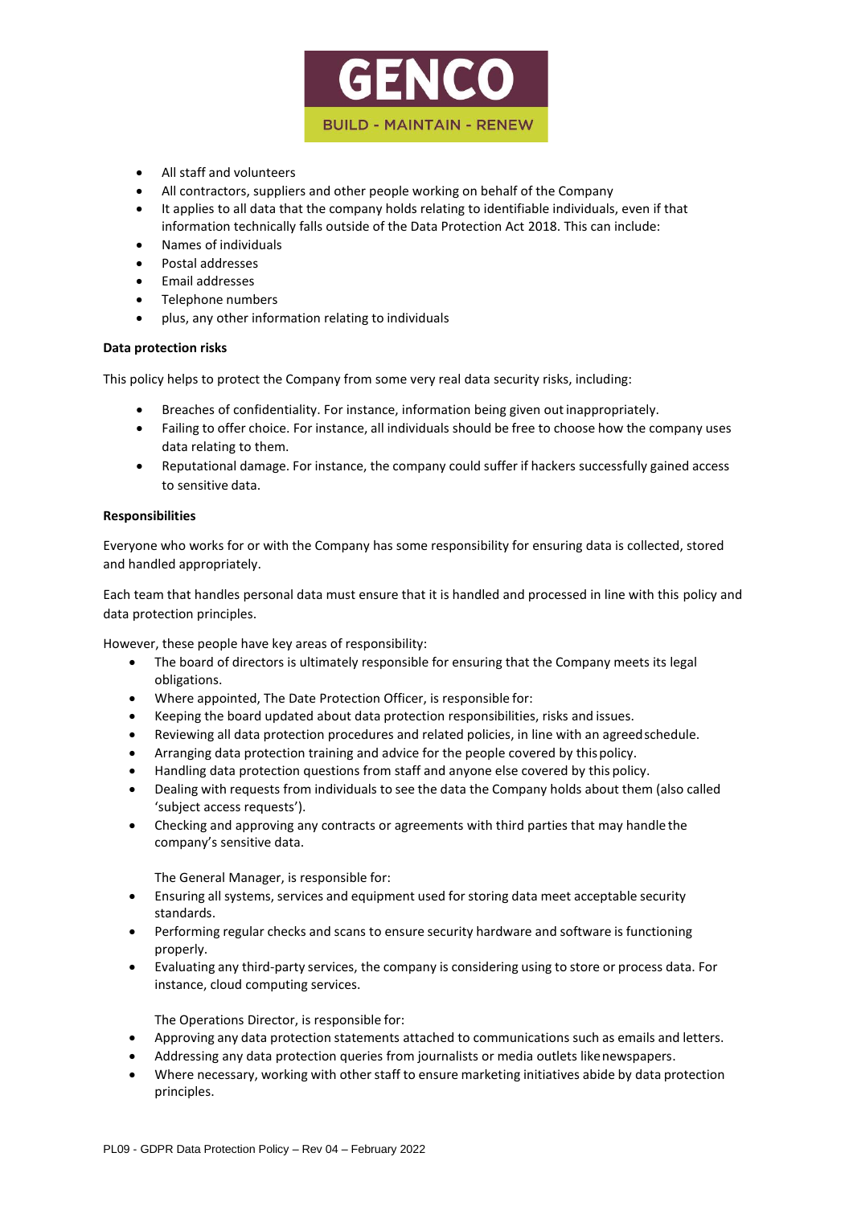- All staff and volunteers
- All contractors, suppliers and other people working on behalf of the Company
- It applies to all data that the company holds relating to identifiable individuals, even if that information technically falls outside of the Data Protection Act 2018. This can include:
- Names of individuals
- Postal addresses
- Email addresses
- Telephone numbers
- plus, any other information relating to individuals

**Data protection risks**

This policy helps to protect the Company from some very real data security risks, including:

- Breaches of confidentiality. For instance, information being given out inappropriately.
- Failing to offer choice. For instance, all individuals should be free to choose how the company uses data relating to them.
- Reputational damage. For instance, the company could suffer if hackers successfully gained access to sensitive data.

**Responsibilities**

Everyone who works for or with the Company has some responsibility for ensuring data is collected, stored and handled appropriately.

Each team that handles personal data must ensure that it is handled and processed in line with this policy and data protection principles.

However, these people have key areas of responsibility:

- The board of directors is ultimately responsible for ensuring that the Company meets its legal obligations.
- Where appointed, The Date Protection Officer, is responsible for:
- Keeping the board updated about data protection responsibilities, risks and issues.
- Reviewing all data protection procedures and related policies, in line with an agreed schedule.
- Arranging data protection training and advice for the people covered by this policy.
- Handling data protection questions from staff and anyone else covered by this policy.
- Dealing with requests from individuals to see the data the Company holds about them (also called 'subject access requests').
- Checking and approving any contracts or agreements with third parties that may handle the company's sensitive data.

  The General Manager, is responsible for:
- Ensuring all systems, services and equipment used for storing data meet acceptable security standards.
- Performing regular checks and scans to ensure security hardware and software is functioning properly.
- Evaluating any third-party services, the company is considering using to store or process data. For instance, cloud computing services.

  The Operations Director, is responsible for:
- Approving any data protection statements attached to communications such as emails and letters.
- Addressing any data protection queries from journalists or media outlets like newspapers.
- Where necessary, working with other staff to ensure marketing initiatives abide by data protection principles.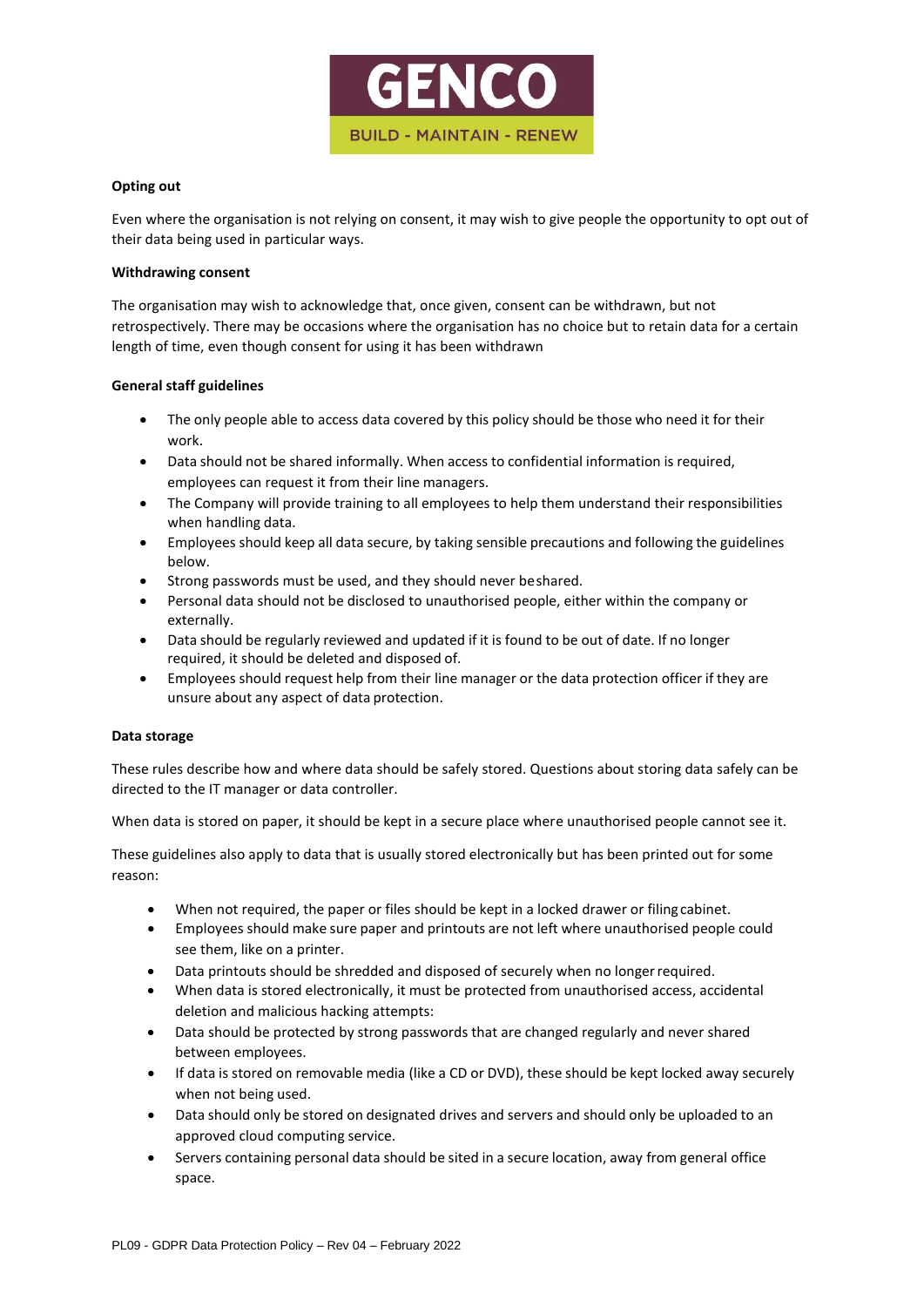**Opting out**

Even where the organisation is not relying on consent, it may wish to give people the opportunity to opt out of their data being used in particular ways.

**Withdrawing consent**

The organisation may wish to acknowledge that, once given, consent can be withdrawn, but not retrospectively. There may be occasions where the organisation has no choice but to retain data for a certain length of time, even though consent for using it has been withdrawn

**General staff guidelines**

- The only people able to access data covered by this policy should be those who need it for their work.
- Data should not be shared informally. When access to confidential information is required, employees can request it from their line managers.
- The Company will provide training to all employees to help them understand their responsibilities when handling data.
- Employees should keep all data secure, by taking sensible precautions and following the guidelines below.
- Strong passwords must be used, and they should never be shared.
- Personal data should not be disclosed to unauthorised people, either within the company or externally.
- Data should be regularly reviewed and updated if it is found to be out of date. If no longer required, it should be deleted and disposed of.
- Employees should request help from their line manager or the data protection officer if they are unsure about any aspect of data protection.

**Data storage**

These rules describe how and where data should be safely stored. Questions about storing data safely can be directed to the IT manager or data controller.

When data is stored on paper, it should be kept in a secure place where unauthorised people cannot see it.

These guidelines also apply to data that is usually stored electronically but has been printed out for some reason:

- When not required, the paper or files should be kept in a locked drawer or filing cabinet.
- Employees should make sure paper and printouts are not left where unauthorised people could see them, like on a printer.
- Data printouts should be shredded and disposed of securely when no longer required.
- When data is stored electronically, it must be protected from unauthorised access, accidental deletion and malicious hacking attempts:
- Data should be protected by strong passwords that are changed regularly and never shared between employees.
- If data is stored on removable media (like a CD or DVD), these should be kept locked away securely when not being used.
- Data should only be stored on designated drives and servers and should only be uploaded to an approved cloud computing service.
- Servers containing personal data should be sited in a secure location, away from general office space.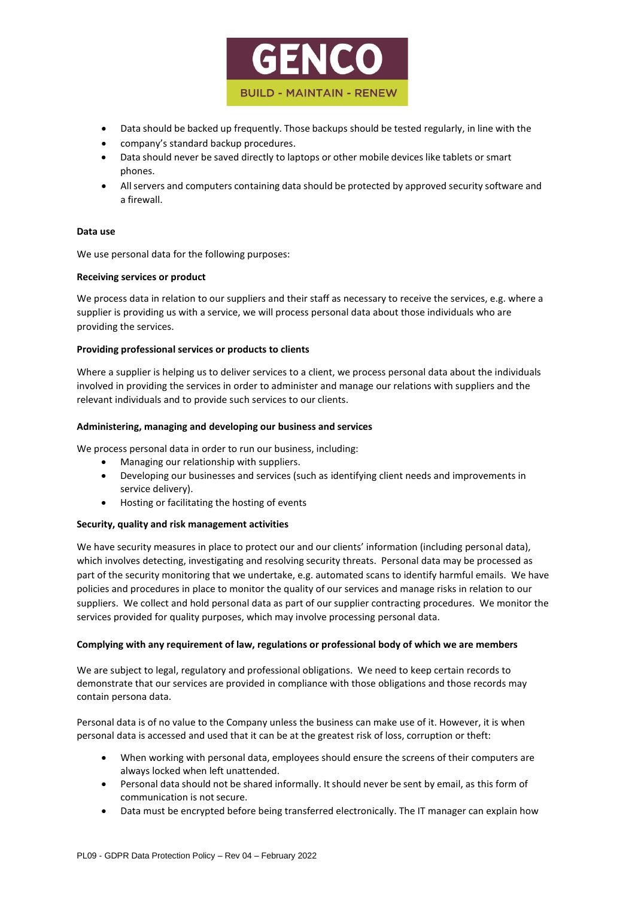- Data should be backed up frequently. Those backups should be tested regularly, in line with the
- company's standard backup procedures.
- Data should never be saved directly to laptops or other mobile devices like tablets or smart phones.
- All servers and computers containing data should be protected by approved security software and a firewall.

**Data use**

We use personal data for the following purposes:

**Receiving services or product**

We process data in relation to our suppliers and their staff as necessary to receive the services, e.g. where a supplier is providing us with a service, we will process personal data about those individuals who are providing the services.

**Providing professional services or products to clients**

Where a supplier is helping us to deliver services to a client, we process personal data about the individuals involved in providing the services in order to administer and manage our relations with suppliers and the relevant individuals and to provide such services to our clients.

**Administering, managing and developing our business and services**

We process personal data in order to run our business, including:

- Managing our relationship with suppliers.
- Developing our businesses and services (such as identifying client needs and improvements in service delivery).
- Hosting or facilitating the hosting of events

**Security, quality and risk management activities**

We have security measures in place to protect our and our clients' information (including personal data), which involves detecting, investigating and resolving security threats. Personal data may be processed as part of the security monitoring that we undertake, e.g. automated scans to identify harmful emails. We have policies and procedures in place to monitor the quality of our services and manage risks in relation to our suppliers. We collect and hold personal data as part of our supplier contracting procedures. We monitor the services provided for quality purposes, which may involve processing personal data.

**Complying with any requirement of law, regulations or professional body of which we are members**

We are subject to legal, regulatory and professional obligations. We need to keep certain records to demonstrate that our services are provided in compliance with those obligations and those records may contain persona data.

Personal data is of no value to the Company unless the business can make use of it. However, it is when personal data is accessed and used that it can be at the greatest risk of loss, corruption or theft:

- When working with personal data, employees should ensure the screens of their computers are always locked when left unattended.
- Personal data should not be shared informally. It should never be sent by email, as this form of communication is not secure.
- Data must be encrypted before being transferred electronically. The IT manager can explain how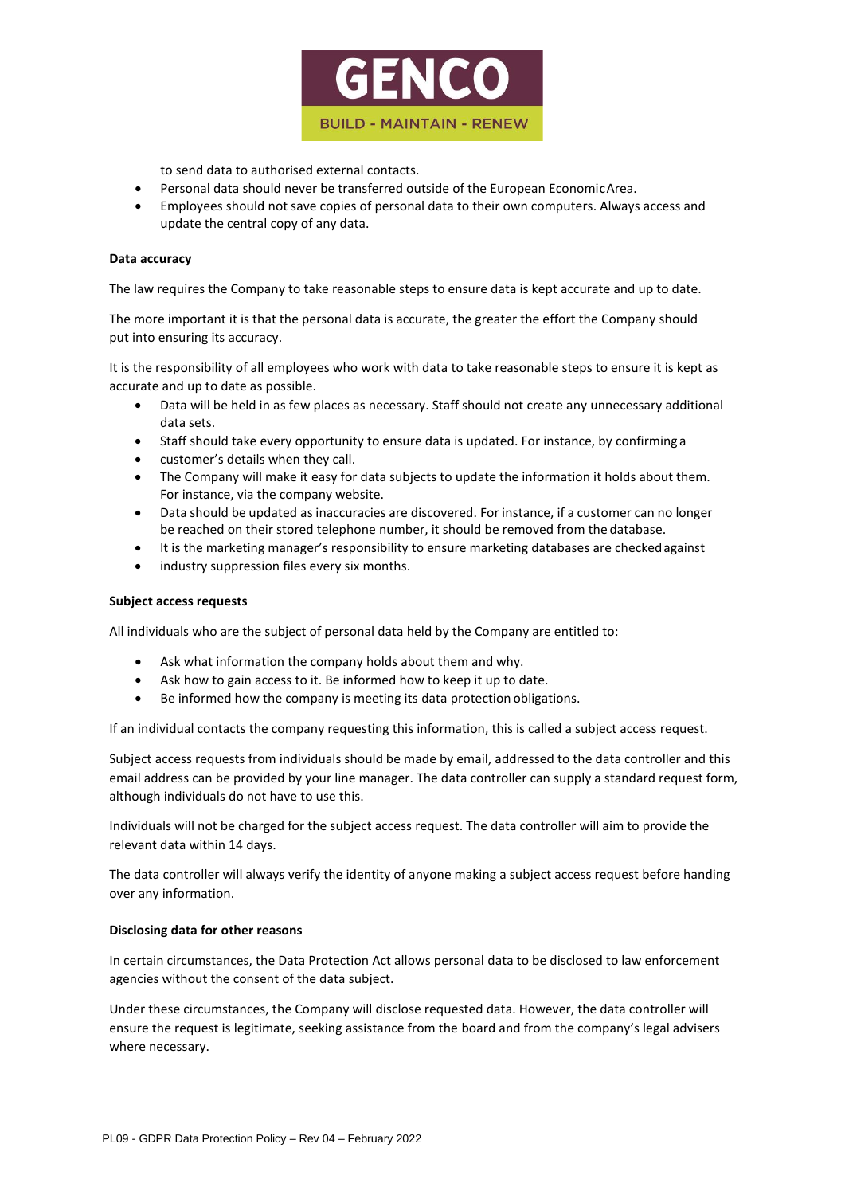to send data to authorised external contacts.

- Personal data should never be transferred outside of the European Economic Area.
- Employees should not save copies of personal data to their own computers. Always access and update the central copy of any data.

**Data accuracy**

The law requires the Company to take reasonable steps to ensure data is kept accurate and up to date.

The more important it is that the personal data is accurate, the greater the effort the Company should put into ensuring its accuracy.

It is the responsibility of all employees who work with data to take reasonable steps to ensure it is kept as accurate and up to date as possible.

- Data will be held in as few places as necessary. Staff should not create any unnecessary additional data sets.
- Staff should take every opportunity to ensure data is updated. For instance, by confirming a
- customer's details when they call.
- The Company will make it easy for data subjects to update the information it holds about them. For instance, via the company website.
- Data should be updated as inaccuracies are discovered. For instance, if a customer can no longer be reached on their stored telephone number, it should be removed from the database.
- It is the marketing manager's responsibility to ensure marketing databases are checked against
- industry suppression files every six months.

**Subject access requests**

All individuals who are the subject of personal data held by the Company are entitled to:

- Ask what information the company holds about them and why.
- Ask how to gain access to it. Be informed how to keep it up to date.
- Be informed how the company is meeting its data protection obligations.

If an individual contacts the company requesting this information, this is called a subject access request.

Subject access requests from individuals should be made by email, addressed to the data controller and this email address can be provided by your line manager. The data controller can supply a standard request form, although individuals do not have to use this.

Individuals will not be charged for the subject access request. The data controller will aim to provide the relevant data within 14 days.

The data controller will always verify the identity of anyone making a subject access request before handing over any information.

**Disclosing data for other reasons**

In certain circumstances, the Data Protection Act allows personal data to be disclosed to law enforcement agencies without the consent of the data subject.

Under these circumstances, the Company will disclose requested data. However, the data controller will ensure the request is legitimate, seeking assistance from the board and from the company's legal advisers where necessary.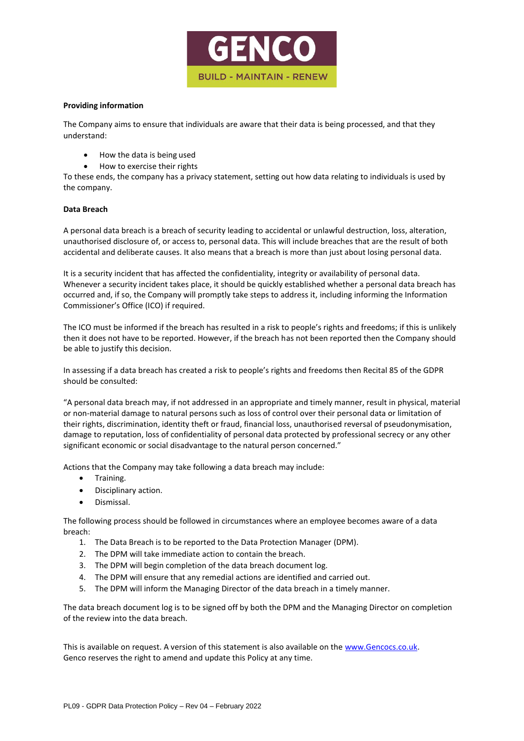**Providing information**

The Company aims to ensure that individuals are aware that their data is being processed, and that they understand:

- How the data is being used
- How to exercise their rights

To these ends, the company has a privacy statement, setting out how data relating to individuals is used by the company.

**Data Breach**

A personal data breach is a breach of security leading to accidental or unlawful destruction, loss, alteration, unauthorised disclosure of, or access to, personal data. This will include breaches that are the result of both accidental and deliberate causes. It also means that a breach is more than just about losing personal data.

It is a security incident that has affected the confidentiality, integrity or availability of personal data. Whenever a security incident takes place, it should be quickly established whether a personal data breach has occurred and, if so, the Company will promptly take steps to address it, including informing the Information Commissioner's Office (ICO) if required.

The ICO must be informed if the breach has resulted in a risk to people's rights and freedoms; if this is unlikely then it does not have to be reported. However, if the breach has not been reported then the Company should be able to justify this decision.

In assessing if a data breach has created a risk to people's rights and freedoms then Recital 85 of the GDPR should be consulted:

"A personal data breach may, if not addressed in an appropriate and timely manner, result in physical, material or non-material damage to natural persons such as loss of control over their personal data or limitation of their rights, discrimination, identity theft or fraud, financial loss, unauthorised reversal of pseudonymisation, damage to reputation, loss of confidentiality of personal data protected by professional secrecy or any other significant economic or social disadvantage to the natural person concerned."

Actions that the Company may take following a data breach may include:

- Training.
- Disciplinary action.
- Dismissal.

The following process should be followed in circumstances where an employee becomes aware of a data breach:

1. The Data Breach is to be reported to the Data Protection Manager (DPM).
2. The DPM will take immediate action to contain the breach.
3. The DPM will begin completion of the data breach document log.
4. The DPM will ensure that any remedial actions are identified and carried out.
5. The DPM will inform the Managing Director of the data breach in a timely manner.

The data breach document log is to be signed off by both the DPM and the Managing Director on completion of the review into the data breach.

This is available on request. A version of this statement is also available on the www.Gencocs.co.uk. Genco reserves the right to amend and update this Policy at any time.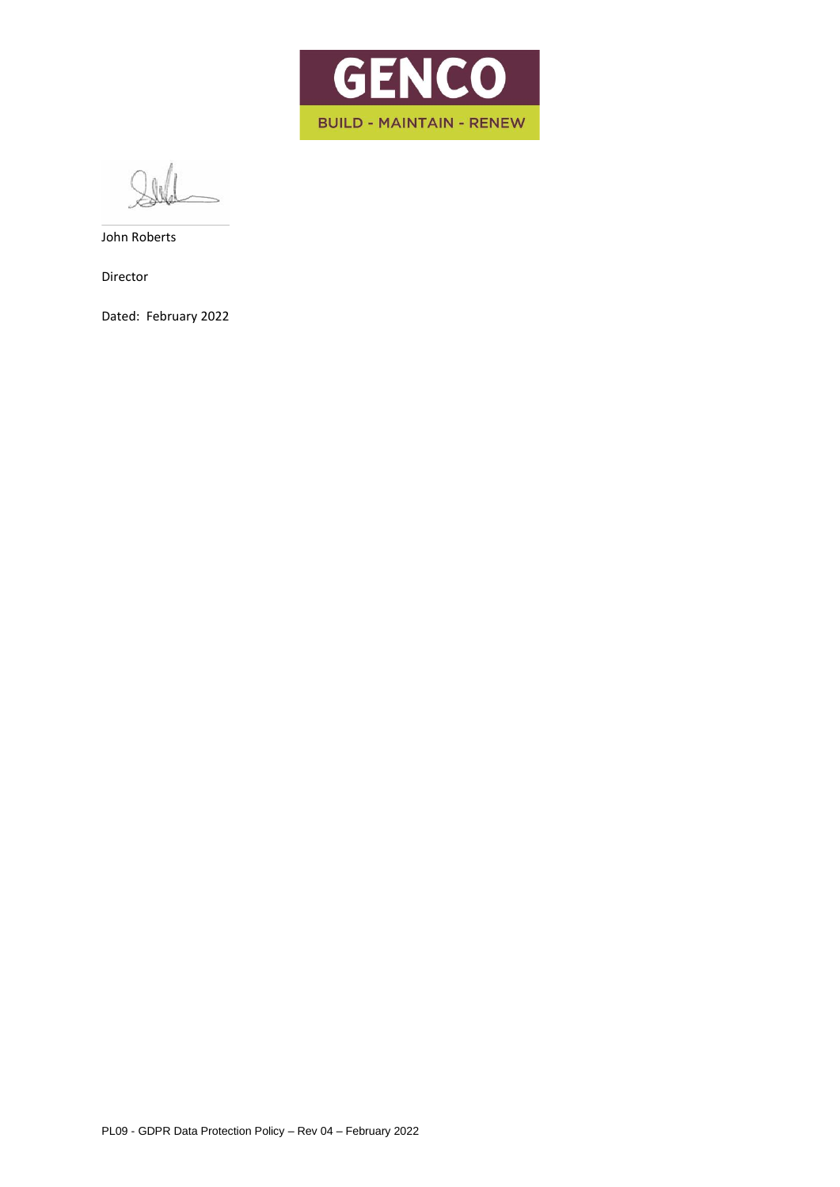John Roberts

Director

Dated: February 2022